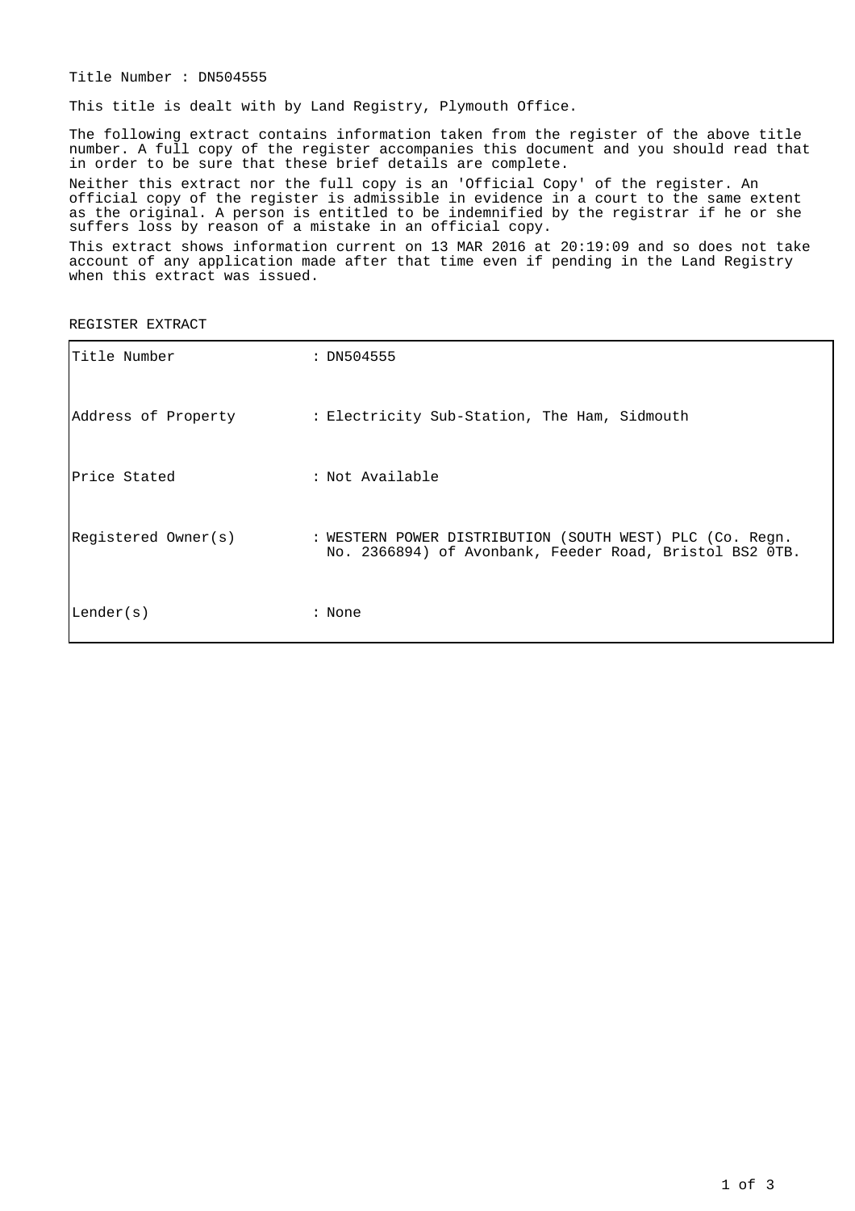Title Number : DN504555

This title is dealt with by Land Registry, Plymouth Office.

The following extract contains information taken from the register of the above title number. A full copy of the register accompanies this document and you should read that in order to be sure that these brief details are complete.

Neither this extract nor the full copy is an 'Official Copy' of the register. An official copy of the register is admissible in evidence in a court to the same extent as the original. A person is entitled to be indemnified by the registrar if he or she suffers loss by reason of a mistake in an official copy.

This extract shows information current on 13 MAR 2016 at 20:19:09 and so does not take account of any application made after that time even if pending in the Land Registry when this extract was issued.

REGISTER EXTRACT

| | |
|---|---|
| Title Number | : DN504555 |
| Address of Property | : Electricity Sub-Station, The Ham, Sidmouth |
| Price Stated | : Not Available |
| Registered Owner(s) | : WESTERN POWER DISTRIBUTION (SOUTH WEST) PLC (Co. Regn. No. 2366894) of Avonbank, Feeder Road, Bristol BS2 0TB. |
| Lender(s) | : None |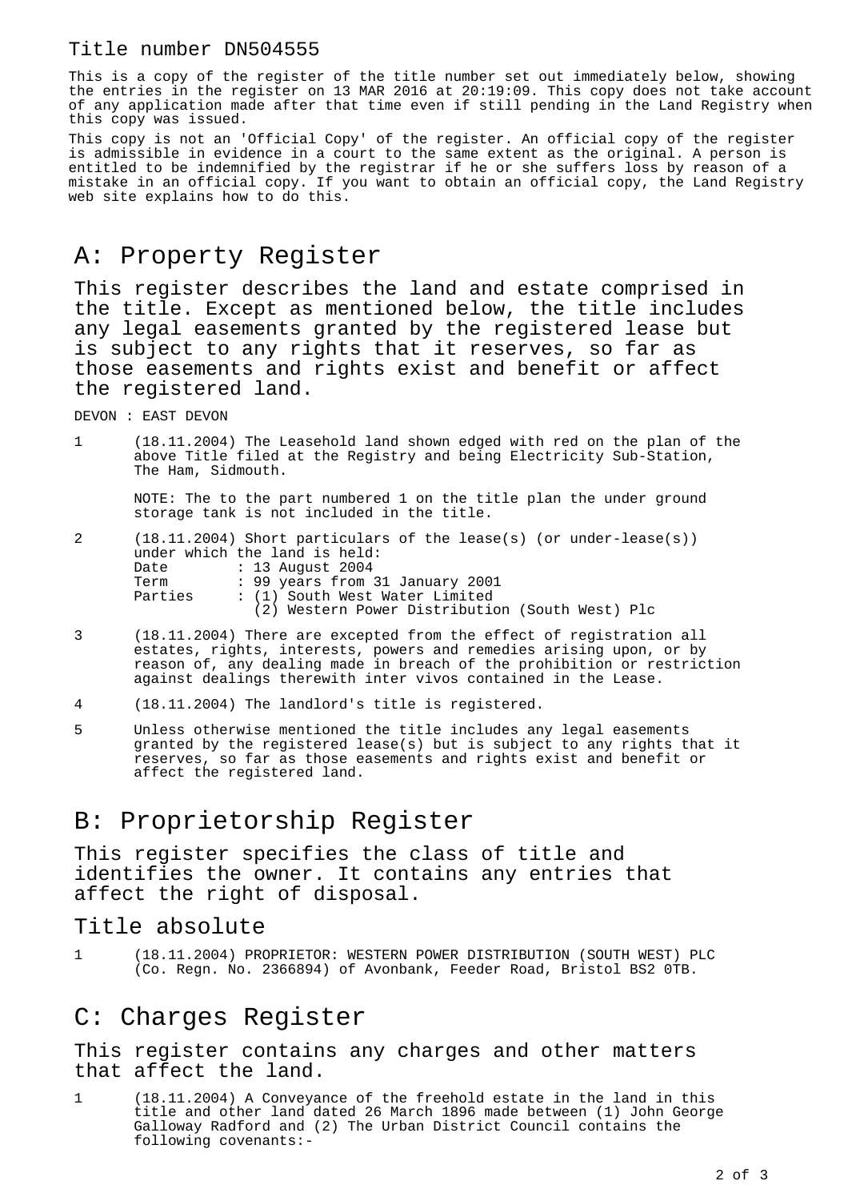Title number DN504555

This is a copy of the register of the title number set out immediately below, showing the entries in the register on 13 MAR 2016 at 20:19:09. This copy does not take account of any application made after that time even if still pending in the Land Registry when this copy was issued.

This copy is not an 'Official Copy' of the register. An official copy of the register is admissible in evidence in a court to the same extent as the original. A person is entitled to be indemnified by the registrar if he or she suffers loss by reason of a mistake in an official copy. If you want to obtain an official copy, the Land Registry web site explains how to do this.

# A: Property Register

This register describes the land and estate comprised in the title. Except as mentioned below, the title includes any legal easements granted by the registered lease but is subject to any rights that it reserves, so far as those easements and rights exist and benefit or affect the registered land.

DEVON : EAST DEVON

1 (18.11.2004) The Leasehold land shown edged with red on the plan of the above Title filed at the Registry and being Electricity Sub-Station, The Ham, Sidmouth.

NOTE: The to the part numbered 1 on the title plan the under ground storage tank is not included in the title.

2 (18.11.2004) Short particulars of the lease(s) (or under-lease(s)) under which the land is held:

```
Date        : 13 August 2004
Term        : 99 years from 31 January 2001
Parties     : (1) South West Water Limited
              (2) Western Power Distribution (South West) Plc
```

3 (18.11.2004) There are excepted from the effect of registration all estates, rights, interests, powers and remedies arising upon, or by reason of, any dealing made in breach of the prohibition or restriction against dealings therewith inter vivos contained in the Lease.

4 (18.11.2004) The landlord's title is registered.

5 Unless otherwise mentioned the title includes any legal easements granted by the registered lease(s) but is subject to any rights that it reserves, so far as those easements and rights exist and benefit or affect the registered land.

# B: Proprietorship Register

This register specifies the class of title and identifies the owner. It contains any entries that affect the right of disposal.

## Title absolute

1 (18.11.2004) PROPRIETOR: WESTERN POWER DISTRIBUTION (SOUTH WEST) PLC (Co. Regn. No. 2366894) of Avonbank, Feeder Road, Bristol BS2 0TB.

# C: Charges Register

This register contains any charges and other matters that affect the land.

1 (18.11.2004) A Conveyance of the freehold estate in the land in this title and other land dated 26 March 1896 made between (1) John George Galloway Radford and (2) The Urban District Council contains the following covenants:-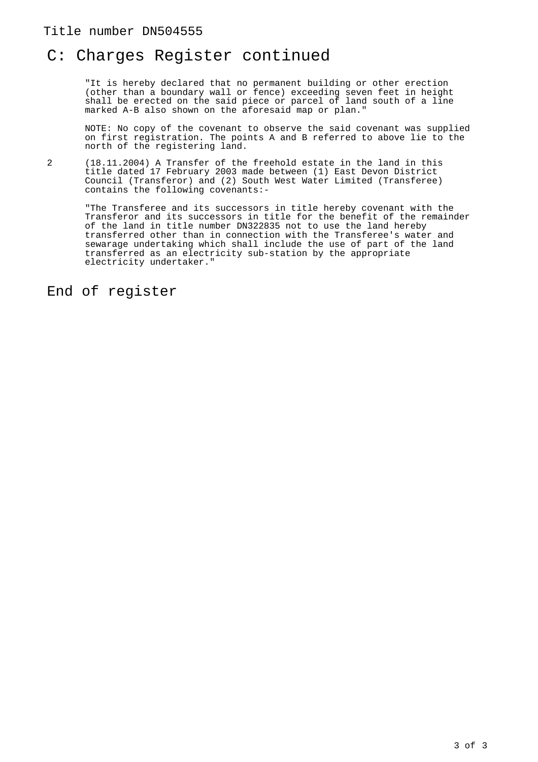Title number DN504555

# C: Charges Register continued

"It is hereby declared that no permanent building or other erection (other than a boundary wall or fence) exceeding seven feet in height shall be erected on the said piece or parcel of land south of a line marked A-B also shown on the aforesaid map or plan."

NOTE: No copy of the covenant to observe the said covenant was supplied on first registration. The points A and B referred to above lie to the north of the registering land.

2 (18.11.2004) A Transfer of the freehold estate in the land in this title dated 17 February 2003 made between (1) East Devon District Council (Transferor) and (2) South West Water Limited (Transferee) contains the following covenants:-

"The Transferee and its successors in title hereby covenant with the Transferor and its successors in title for the benefit of the remainder of the land in title number DN322835 not to use the land hereby transferred other than in connection with the Transferee's water and sewarage undertaking which shall include the use of part of the land transferred as an electricity sub-station by the appropriate electricity undertaker."

# End of register